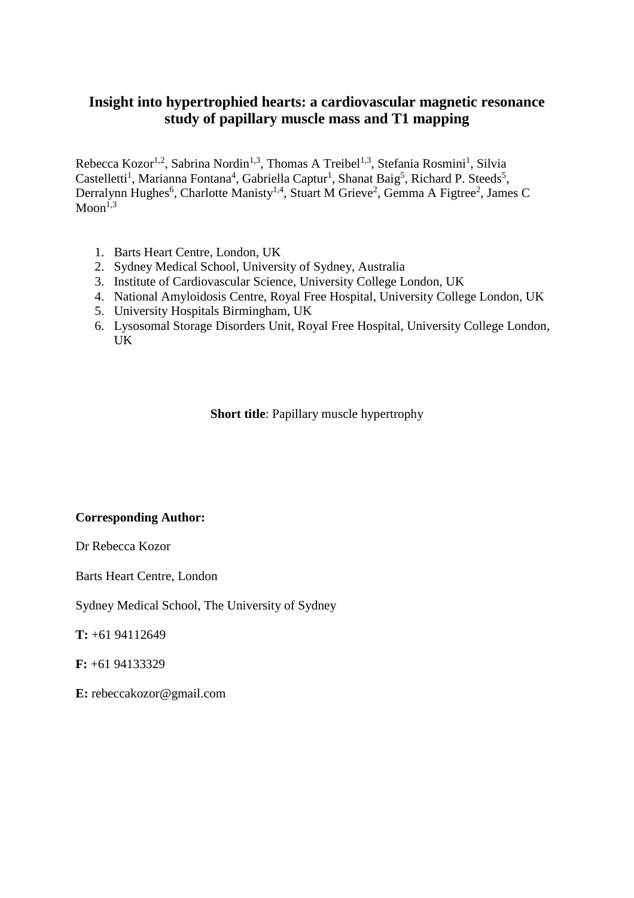# Insight into hypertrophied hearts: a cardiovascular magnetic resonance study of papillary muscle mass and T1 mapping

Rebecca Kozor[1,2], Sabrina Nordin[1,3], Thomas A Treibel[1,3], Stefania Rosmini[1], Silvia Castelletti[1], Marianna Fontana[4], Gabriella Captur[1], Shanat Baig[5], Richard P. Steeds[5], Derralynn Hughes[6], Charlotte Manisty[1,4], Stuart M Grieve[2], Gemma A Figtree[2], James C Moon[1,3]

1. Barts Heart Centre, London, UK
2. Sydney Medical School, University of Sydney, Australia
3. Institute of Cardiovascular Science, University College London, UK
4. National Amyloidosis Centre, Royal Free Hospital, University College London, UK
5. University Hospitals Birmingham, UK
6. Lysosomal Storage Disorders Unit, Royal Free Hospital, University College London, UK

**Short title**: Papillary muscle hypertrophy

**Corresponding Author:**

Dr Rebecca Kozor

Barts Heart Centre, London

Sydney Medical School, The University of Sydney

**T:** +61 94112649

**F:** +61 94133329

**E:** rebeccakozor@gmail.com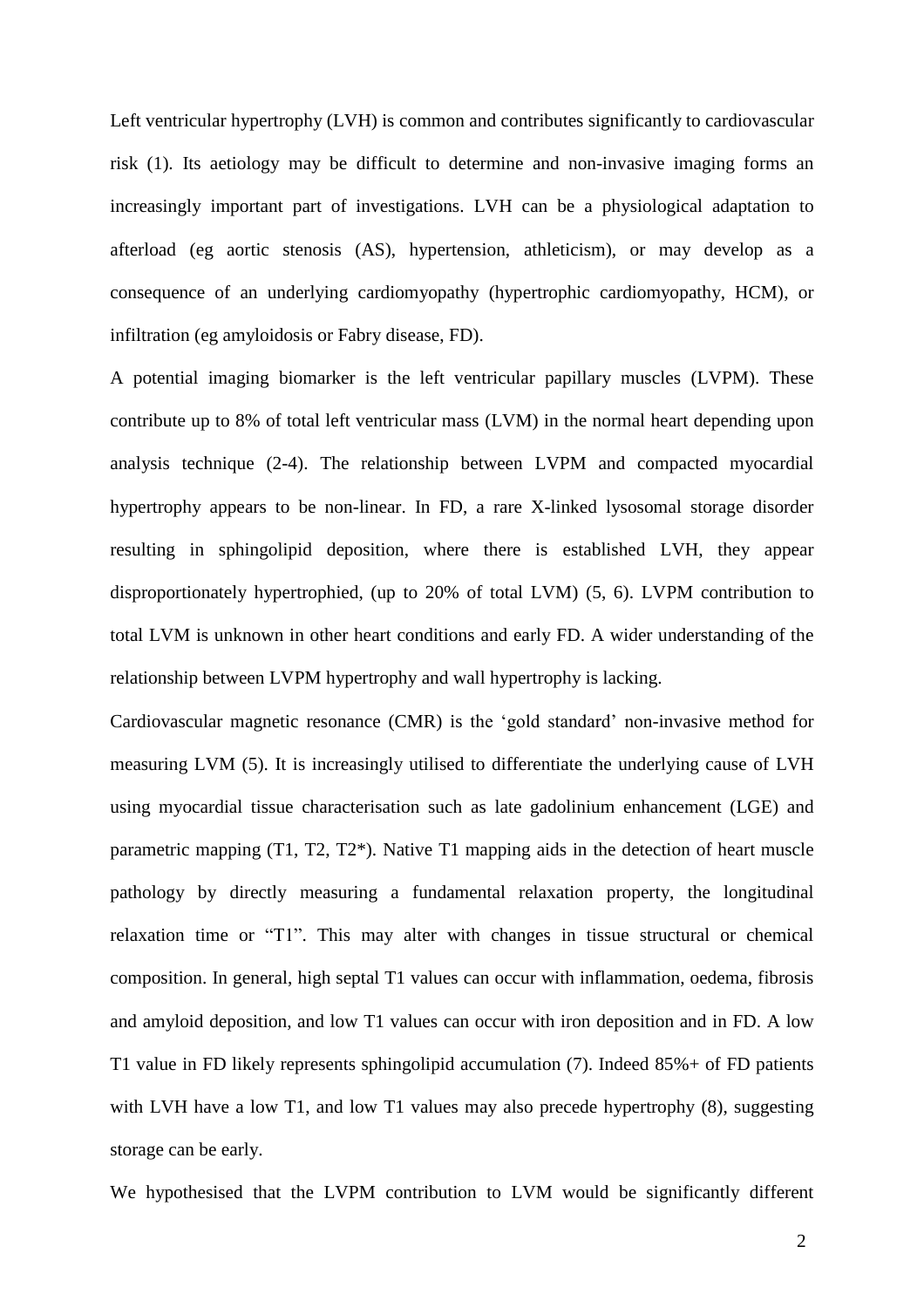Left ventricular hypertrophy (LVH) is common and contributes significantly to cardiovascular risk (1). Its aetiology may be difficult to determine and non-invasive imaging forms an increasingly important part of investigations. LVH can be a physiological adaptation to afterload (eg aortic stenosis (AS), hypertension, athleticism), or may develop as a consequence of an underlying cardiomyopathy (hypertrophic cardiomyopathy, HCM), or infiltration (eg amyloidosis or Fabry disease, FD).

A potential imaging biomarker is the left ventricular papillary muscles (LVPM). These contribute up to 8% of total left ventricular mass (LVM) in the normal heart depending upon analysis technique (2-4). The relationship between LVPM and compacted myocardial hypertrophy appears to be non-linear. In FD, a rare X-linked lysosomal storage disorder resulting in sphingolipid deposition, where there is established LVH, they appear disproportionately hypertrophied, (up to 20% of total LVM) (5, 6). LVPM contribution to total LVM is unknown in other heart conditions and early FD. A wider understanding of the relationship between LVPM hypertrophy and wall hypertrophy is lacking.

Cardiovascular magnetic resonance (CMR) is the 'gold standard' non-invasive method for measuring LVM (5). It is increasingly utilised to differentiate the underlying cause of LVH using myocardial tissue characterisation such as late gadolinium enhancement (LGE) and parametric mapping (T1, T2, T2*). Native T1 mapping aids in the detection of heart muscle pathology by directly measuring a fundamental relaxation property, the longitudinal relaxation time or "T1". This may alter with changes in tissue structural or chemical composition. In general, high septal T1 values can occur with inflammation, oedema, fibrosis and amyloid deposition, and low T1 values can occur with iron deposition and in FD. A low T1 value in FD likely represents sphingolipid accumulation (7). Indeed 85%+ of FD patients with LVH have a low T1, and low T1 values may also precede hypertrophy (8), suggesting storage can be early.

We hypothesised that the LVPM contribution to LVM would be significantly different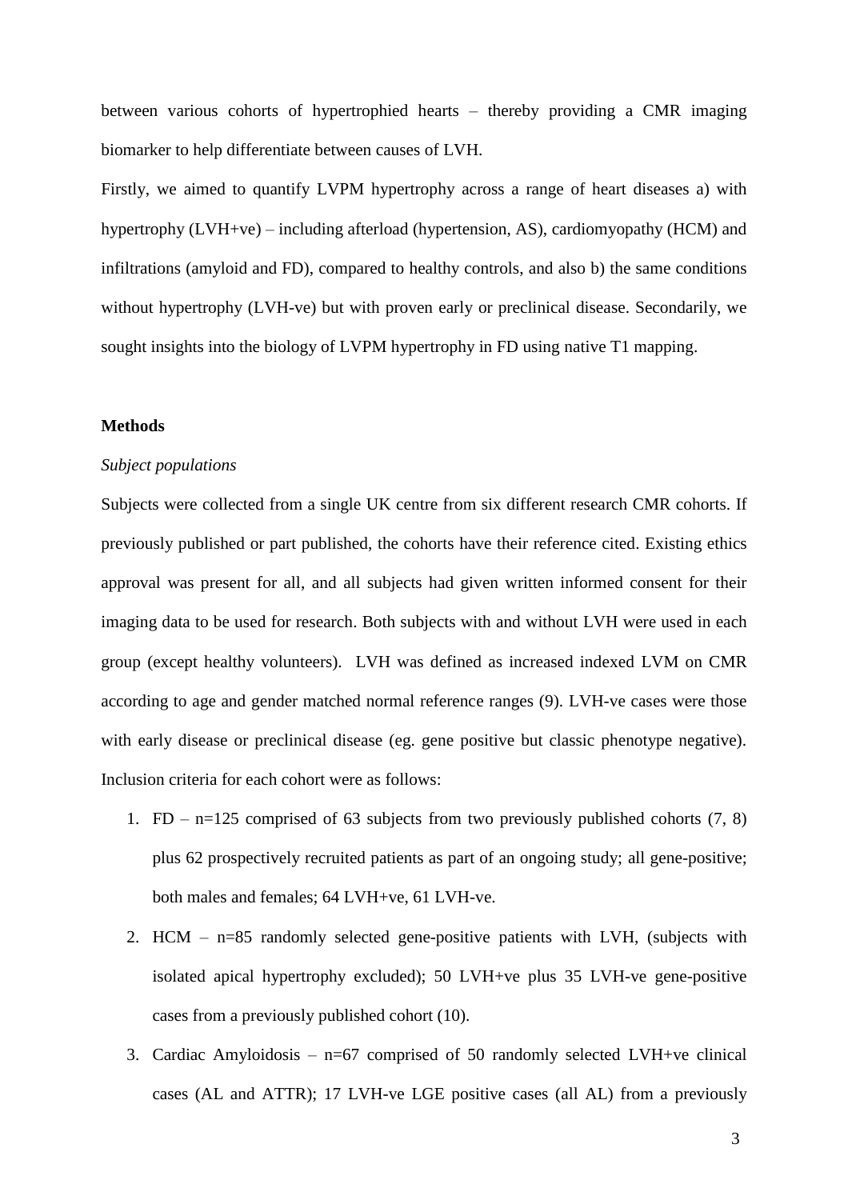between various cohorts of hypertrophied hearts – thereby providing a CMR imaging biomarker to help differentiate between causes of LVH.

Firstly, we aimed to quantify LVPM hypertrophy across a range of heart diseases a) with hypertrophy (LVH+ve) – including afterload (hypertension, AS), cardiomyopathy (HCM) and infiltrations (amyloid and FD), compared to healthy controls, and also b) the same conditions without hypertrophy (LVH-ve) but with proven early or preclinical disease. Secondarily, we sought insights into the biology of LVPM hypertrophy in FD using native T1 mapping.

## Methods

### *Subject populations*

Subjects were collected from a single UK centre from six different research CMR cohorts. If previously published or part published, the cohorts have their reference cited. Existing ethics approval was present for all, and all subjects had given written informed consent for their imaging data to be used for research. Both subjects with and without LVH were used in each group (except healthy volunteers). LVH was defined as increased indexed LVM on CMR according to age and gender matched normal reference ranges (9). LVH-ve cases were those with early disease or preclinical disease (eg. gene positive but classic phenotype negative). Inclusion criteria for each cohort were as follows:

1. FD – n=125 comprised of 63 subjects from two previously published cohorts (7, 8) plus 62 prospectively recruited patients as part of an ongoing study; all gene-positive; both males and females; 64 LVH+ve, 61 LVH-ve.
2. HCM – n=85 randomly selected gene-positive patients with LVH, (subjects with isolated apical hypertrophy excluded); 50 LVH+ve plus 35 LVH-ve gene-positive cases from a previously published cohort (10).
3. Cardiac Amyloidosis – n=67 comprised of 50 randomly selected LVH+ve clinical cases (AL and ATTR); 17 LVH-ve LGE positive cases (all AL) from a previously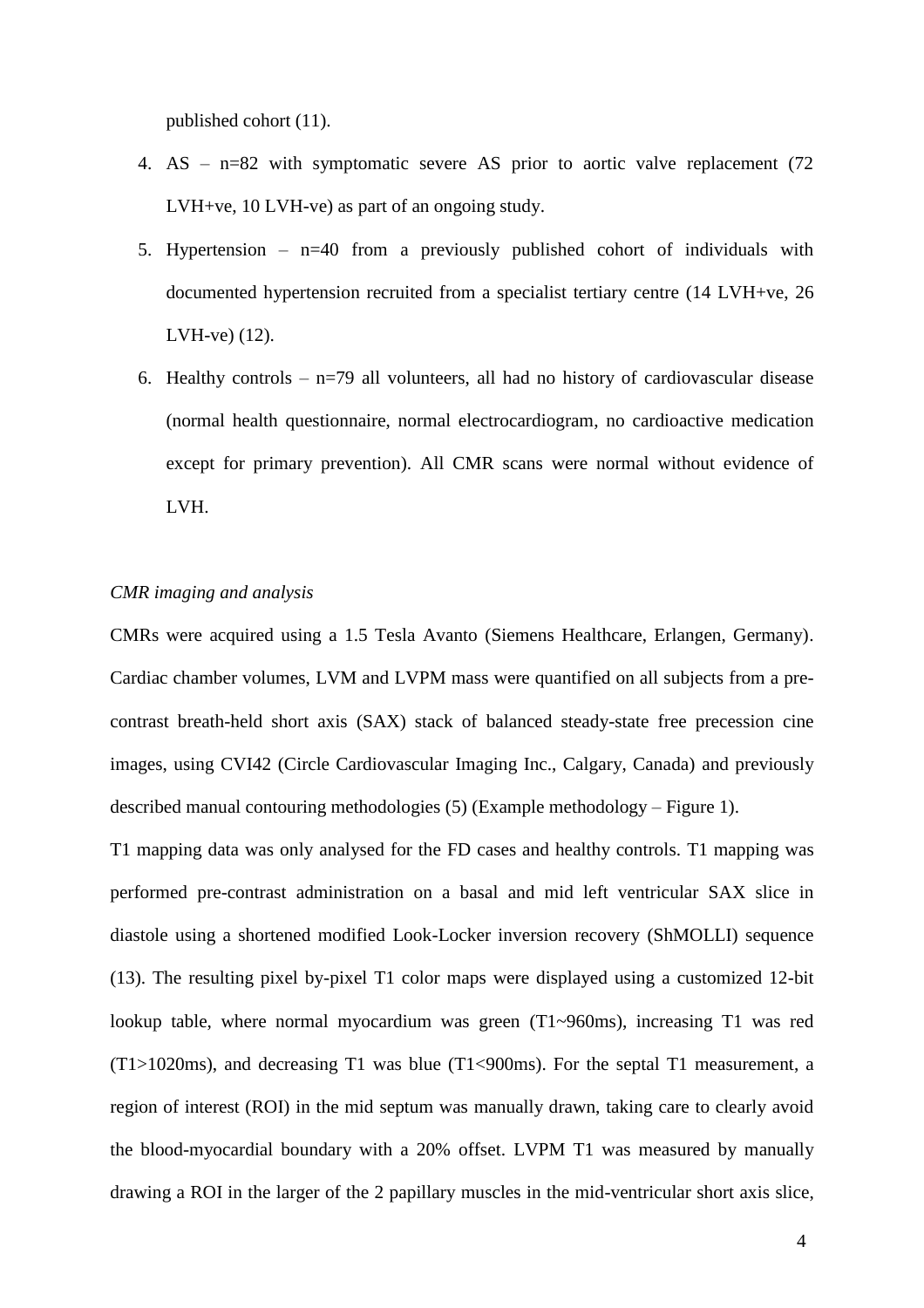published cohort (11).

4. AS – n=82 with symptomatic severe AS prior to aortic valve replacement (72 LVH+ve, 10 LVH-ve) as part of an ongoing study.
5. Hypertension – n=40 from a previously published cohort of individuals with documented hypertension recruited from a specialist tertiary centre (14 LVH+ve, 26 LVH-ve) (12).
6. Healthy controls – n=79 all volunteers, all had no history of cardiovascular disease (normal health questionnaire, normal electrocardiogram, no cardioactive medication except for primary prevention). All CMR scans were normal without evidence of LVH.

*CMR imaging and analysis*

CMRs were acquired using a 1.5 Tesla Avanto (Siemens Healthcare, Erlangen, Germany). Cardiac chamber volumes, LVM and LVPM mass were quantified on all subjects from a pre-contrast breath-held short axis (SAX) stack of balanced steady-state free precession cine images, using CVI42 (Circle Cardiovascular Imaging Inc., Calgary, Canada) and previously described manual contouring methodologies (5) (Example methodology – Figure 1).

T1 mapping data was only analysed for the FD cases and healthy controls. T1 mapping was performed pre-contrast administration on a basal and mid left ventricular SAX slice in diastole using a shortened modified Look-Locker inversion recovery (ShMOLLI) sequence (13). The resulting pixel by-pixel T1 color maps were displayed using a customized 12-bit lookup table, where normal myocardium was green (T1~960ms), increasing T1 was red (T1>1020ms), and decreasing T1 was blue (T1<900ms). For the septal T1 measurement, a region of interest (ROI) in the mid septum was manually drawn, taking care to clearly avoid the blood-myocardial boundary with a 20% offset. LVPM T1 was measured by manually drawing a ROI in the larger of the 2 papillary muscles in the mid-ventricular short axis slice,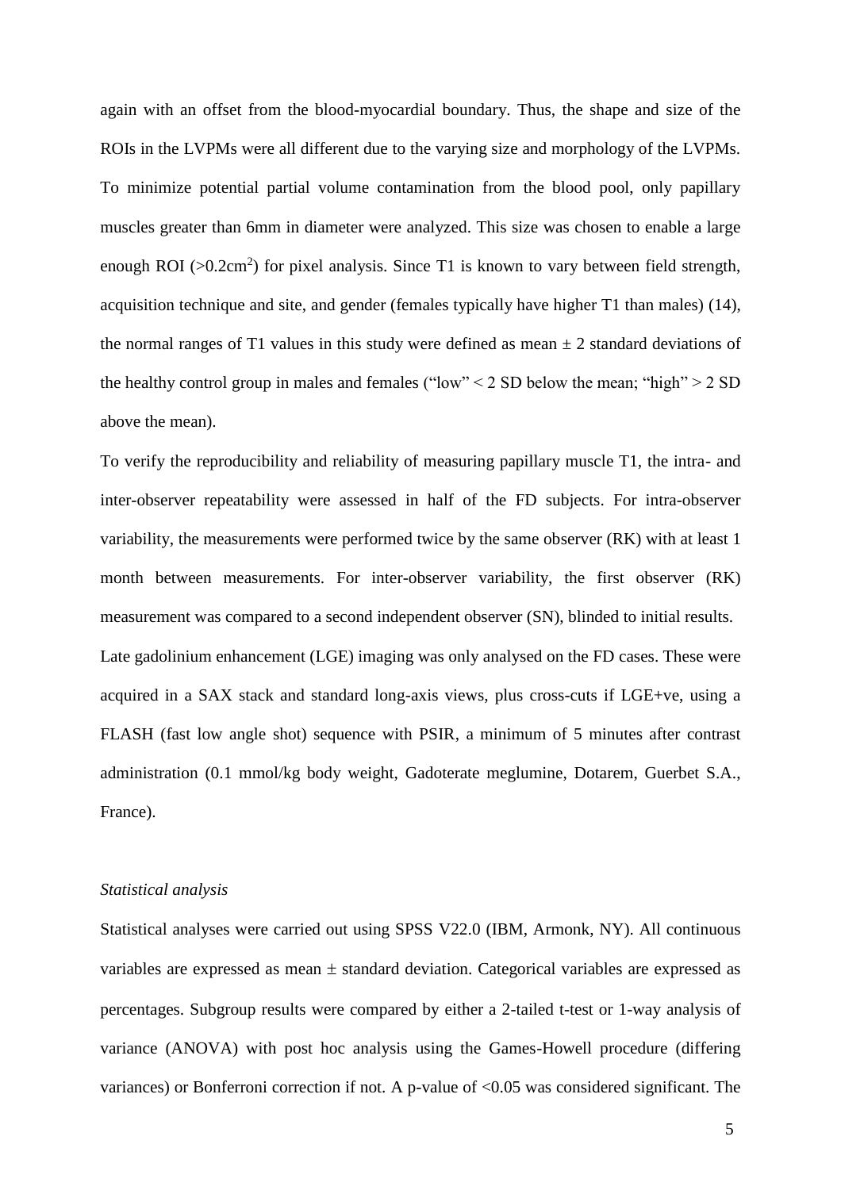again with an offset from the blood-myocardial boundary. Thus, the shape and size of the ROIs in the LVPMs were all different due to the varying size and morphology of the LVPMs. To minimize potential partial volume contamination from the blood pool, only papillary muscles greater than 6mm in diameter were analyzed. This size was chosen to enable a large enough ROI (>0.2cm$^2$) for pixel analysis. Since T1 is known to vary between field strength, acquisition technique and site, and gender (females typically have higher T1 than males) (14), the normal ranges of T1 values in this study were defined as mean ± 2 standard deviations of the healthy control group in males and females ("low" < 2 SD below the mean; "high" > 2 SD above the mean).

To verify the reproducibility and reliability of measuring papillary muscle T1, the intra- and inter-observer repeatability were assessed in half of the FD subjects. For intra-observer variability, the measurements were performed twice by the same observer (RK) with at least 1 month between measurements. For inter-observer variability, the first observer (RK) measurement was compared to a second independent observer (SN), blinded to initial results.

Late gadolinium enhancement (LGE) imaging was only analysed on the FD cases. These were acquired in a SAX stack and standard long-axis views, plus cross-cuts if LGE+ve, using a FLASH (fast low angle shot) sequence with PSIR, a minimum of 5 minutes after contrast administration (0.1 mmol/kg body weight, Gadoterate meglumine, Dotarem, Guerbet S.A., France).

*Statistical analysis*

Statistical analyses were carried out using SPSS V22.0 (IBM, Armonk, NY). All continuous variables are expressed as mean ± standard deviation. Categorical variables are expressed as percentages. Subgroup results were compared by either a 2-tailed t-test or 1-way analysis of variance (ANOVA) with post hoc analysis using the Games-Howell procedure (differing variances) or Bonferroni correction if not. A p-value of <0.05 was considered significant. The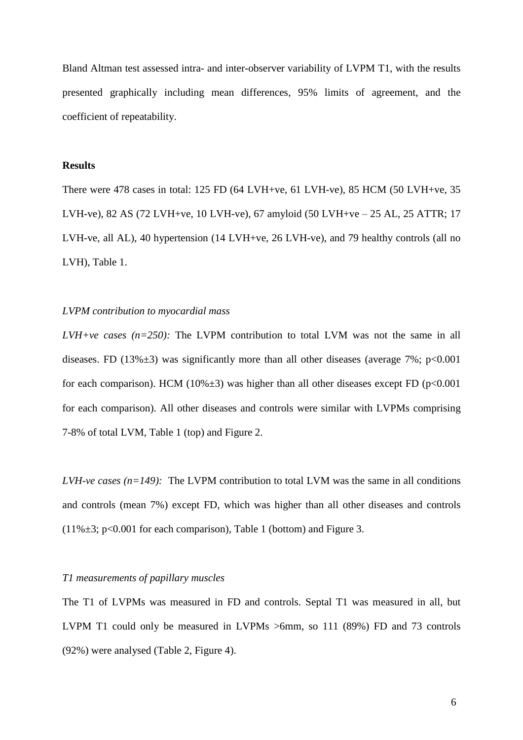Bland Altman test assessed intra- and inter-observer variability of LVPM T1, with the results presented graphically including mean differences, 95% limits of agreement, and the coefficient of repeatability.

## Results

There were 478 cases in total: 125 FD (64 LVH+ve, 61 LVH-ve), 85 HCM (50 LVH+ve, 35 LVH-ve), 82 AS (72 LVH+ve, 10 LVH-ve), 67 amyloid (50 LVH+ve – 25 AL, 25 ATTR; 17 LVH-ve, all AL), 40 hypertension (14 LVH+ve, 26 LVH-ve), and 79 healthy controls (all no LVH), Table 1.

### *LVPM contribution to myocardial mass*

*LVH+ve cases (n=250):* The LVPM contribution to total LVM was not the same in all diseases. FD (13%±3) was significantly more than all other diseases (average 7%; $p<0.001$ for each comparison). HCM (10%±3) was higher than all other diseases except FD ($p<0.001$ for each comparison). All other diseases and controls were similar with LVPMs comprising 7-8% of total LVM, Table 1 (top) and Figure 2.

*LVH-ve cases (n=149):* The LVPM contribution to total LVM was the same in all conditions and controls (mean 7%) except FD, which was higher than all other diseases and controls (11%±3; $p<0.001$ for each comparison), Table 1 (bottom) and Figure 3.

### *T1 measurements of papillary muscles*

The T1 of LVPMs was measured in FD and controls. Septal T1 was measured in all, but LVPM T1 could only be measured in LVPMs >6mm, so 111 (89%) FD and 73 controls (92%) were analysed (Table 2, Figure 4).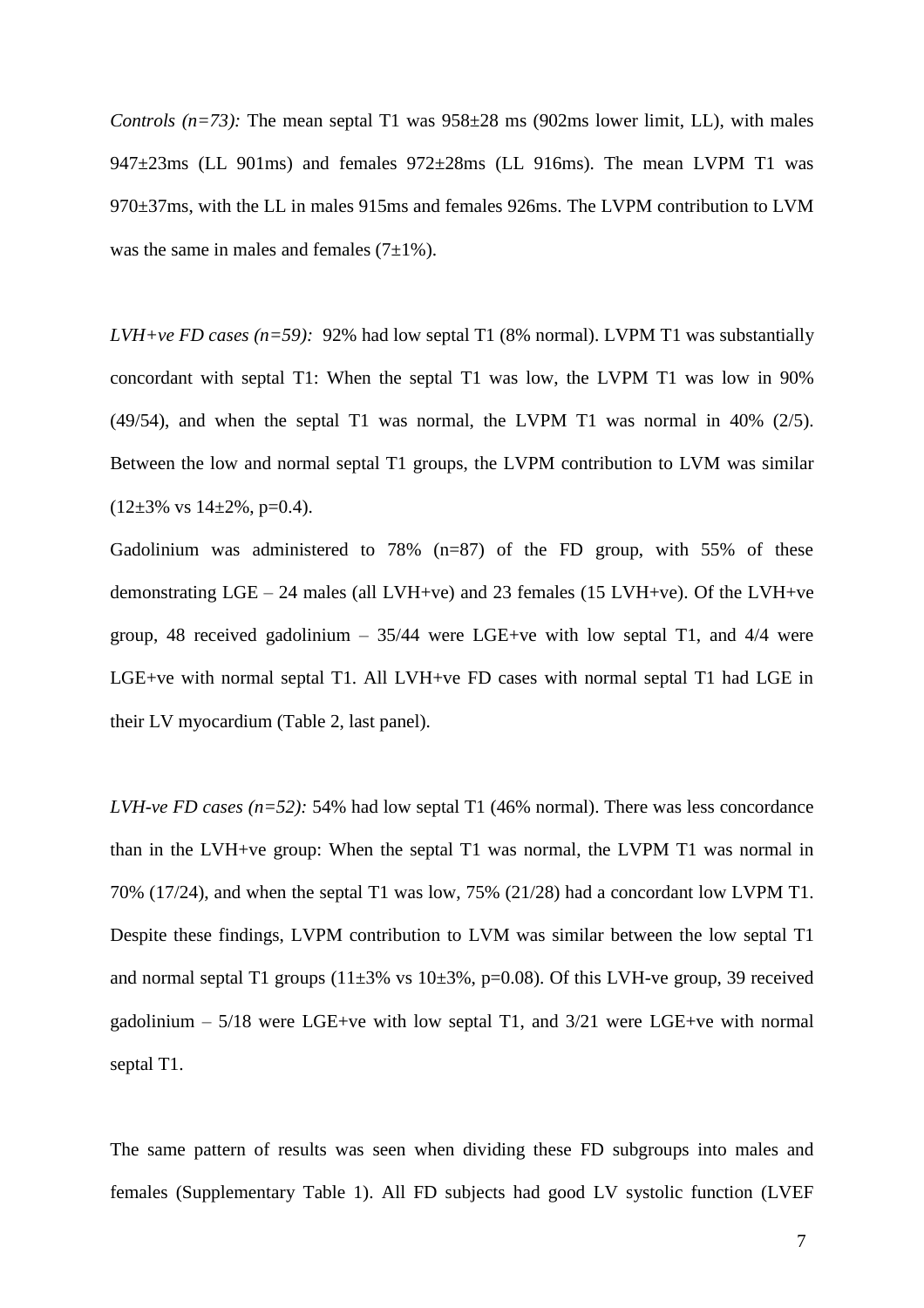*Controls (n=73):* The mean septal T1 was 958±28 ms (902ms lower limit, LL), with males 947±23ms (LL 901ms) and females 972±28ms (LL 916ms). The mean LVPM T1 was 970±37ms, with the LL in males 915ms and females 926ms. The LVPM contribution to LVM was the same in males and females (7±1%).

*LVH+ve FD cases (n=59):* 92% had low septal T1 (8% normal). LVPM T1 was substantially concordant with septal T1: When the septal T1 was low, the LVPM T1 was low in 90% (49/54), and when the septal T1 was normal, the LVPM T1 was normal in 40% (2/5). Between the low and normal septal T1 groups, the LVPM contribution to LVM was similar (12±3% vs 14±2%, p=0.4).

Gadolinium was administered to 78% (n=87) of the FD group, with 55% of these demonstrating LGE – 24 males (all LVH+ve) and 23 females (15 LVH+ve). Of the LVH+ve group, 48 received gadolinium – 35/44 were LGE+ve with low septal T1, and 4/4 were LGE+ve with normal septal T1. All LVH+ve FD cases with normal septal T1 had LGE in their LV myocardium (Table 2, last panel).

*LVH-ve FD cases (n=52):* 54% had low septal T1 (46% normal). There was less concordance than in the LVH+ve group: When the septal T1 was normal, the LVPM T1 was normal in 70% (17/24), and when the septal T1 was low, 75% (21/28) had a concordant low LVPM T1. Despite these findings, LVPM contribution to LVM was similar between the low septal T1 and normal septal T1 groups (11±3% vs 10±3%, p=0.08). Of this LVH-ve group, 39 received gadolinium – 5/18 were LGE+ve with low septal T1, and 3/21 were LGE+ve with normal septal T1.

The same pattern of results was seen when dividing these FD subgroups into males and females (Supplementary Table 1). All FD subjects had good LV systolic function (LVEF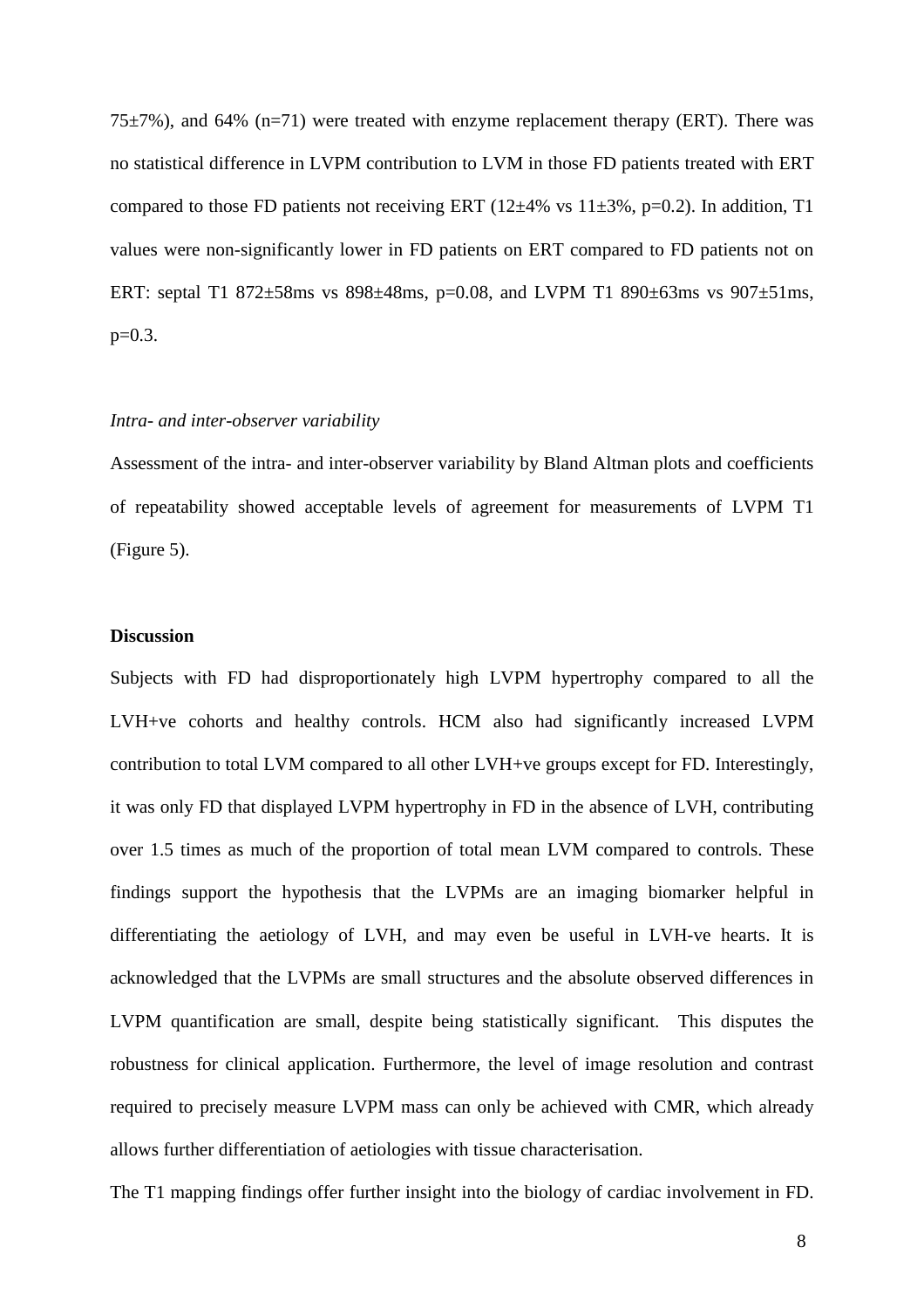75±7%), and 64% (n=71) were treated with enzyme replacement therapy (ERT). There was no statistical difference in LVPM contribution to LVM in those FD patients treated with ERT compared to those FD patients not receiving ERT (12±4% vs 11±3%, p=0.2). In addition, T1 values were non-significantly lower in FD patients on ERT compared to FD patients not on ERT: septal T1 872±58ms vs 898±48ms, p=0.08, and LVPM T1 890±63ms vs 907±51ms, p=0.3.

*Intra- and inter-observer variability*

Assessment of the intra- and inter-observer variability by Bland Altman plots and coefficients of repeatability showed acceptable levels of agreement for measurements of LVPM T1 (Figure 5).

**Discussion**

Subjects with FD had disproportionately high LVPM hypertrophy compared to all the LVH+ve cohorts and healthy controls. HCM also had significantly increased LVPM contribution to total LVM compared to all other LVH+ve groups except for FD. Interestingly, it was only FD that displayed LVPM hypertrophy in FD in the absence of LVH, contributing over 1.5 times as much of the proportion of total mean LVM compared to controls. These findings support the hypothesis that the LVPMs are an imaging biomarker helpful in differentiating the aetiology of LVH, and may even be useful in LVH-ve hearts. It is acknowledged that the LVPMs are small structures and the absolute observed differences in LVPM quantification are small, despite being statistically significant. This disputes the robustness for clinical application. Furthermore, the level of image resolution and contrast required to precisely measure LVPM mass can only be achieved with CMR, which already allows further differentiation of aetiologies with tissue characterisation.

The T1 mapping findings offer further insight into the biology of cardiac involvement in FD.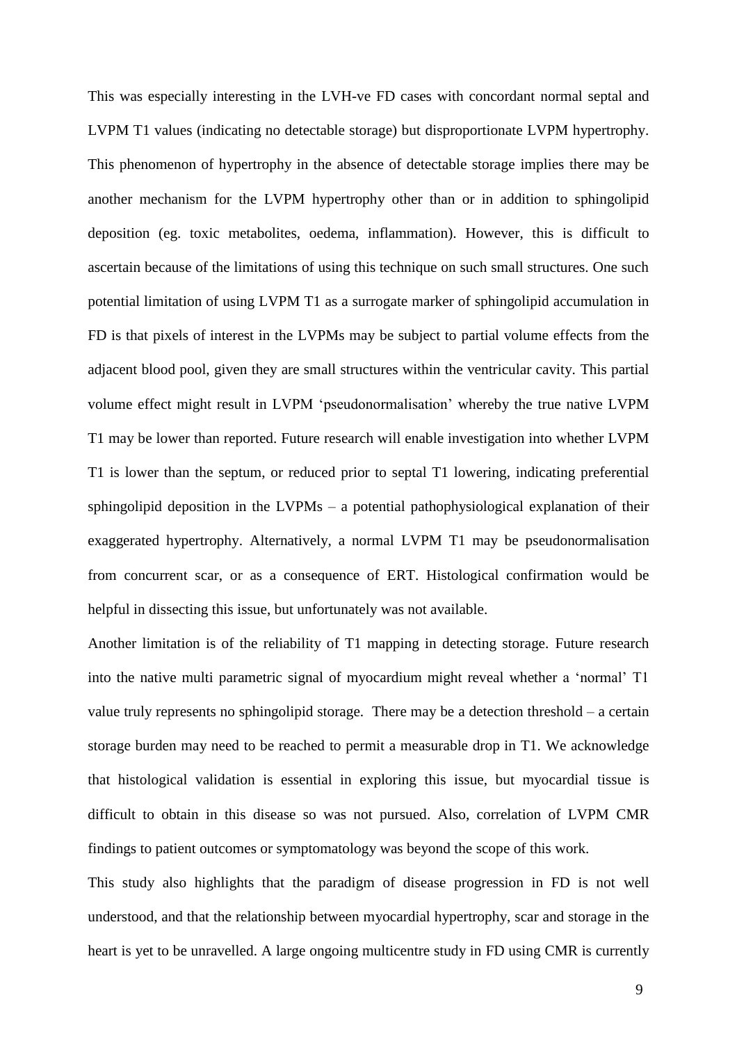This was especially interesting in the LVH-ve FD cases with concordant normal septal and LVPM T1 values (indicating no detectable storage) but disproportionate LVPM hypertrophy. This phenomenon of hypertrophy in the absence of detectable storage implies there may be another mechanism for the LVPM hypertrophy other than or in addition to sphingolipid deposition (eg. toxic metabolites, oedema, inflammation). However, this is difficult to ascertain because of the limitations of using this technique on such small structures. One such potential limitation of using LVPM T1 as a surrogate marker of sphingolipid accumulation in FD is that pixels of interest in the LVPMs may be subject to partial volume effects from the adjacent blood pool, given they are small structures within the ventricular cavity. This partial volume effect might result in LVPM 'pseudonormalisation' whereby the true native LVPM T1 may be lower than reported. Future research will enable investigation into whether LVPM T1 is lower than the septum, or reduced prior to septal T1 lowering, indicating preferential sphingolipid deposition in the LVPMs – a potential pathophysiological explanation of their exaggerated hypertrophy. Alternatively, a normal LVPM T1 may be pseudonormalisation from concurrent scar, or as a consequence of ERT. Histological confirmation would be helpful in dissecting this issue, but unfortunately was not available.

Another limitation is of the reliability of T1 mapping in detecting storage. Future research into the native multi parametric signal of myocardium might reveal whether a 'normal' T1 value truly represents no sphingolipid storage. There may be a detection threshold – a certain storage burden may need to be reached to permit a measurable drop in T1. We acknowledge that histological validation is essential in exploring this issue, but myocardial tissue is difficult to obtain in this disease so was not pursued. Also, correlation of LVPM CMR findings to patient outcomes or symptomatology was beyond the scope of this work.

This study also highlights that the paradigm of disease progression in FD is not well understood, and that the relationship between myocardial hypertrophy, scar and storage in the heart is yet to be unravelled. A large ongoing multicentre study in FD using CMR is currently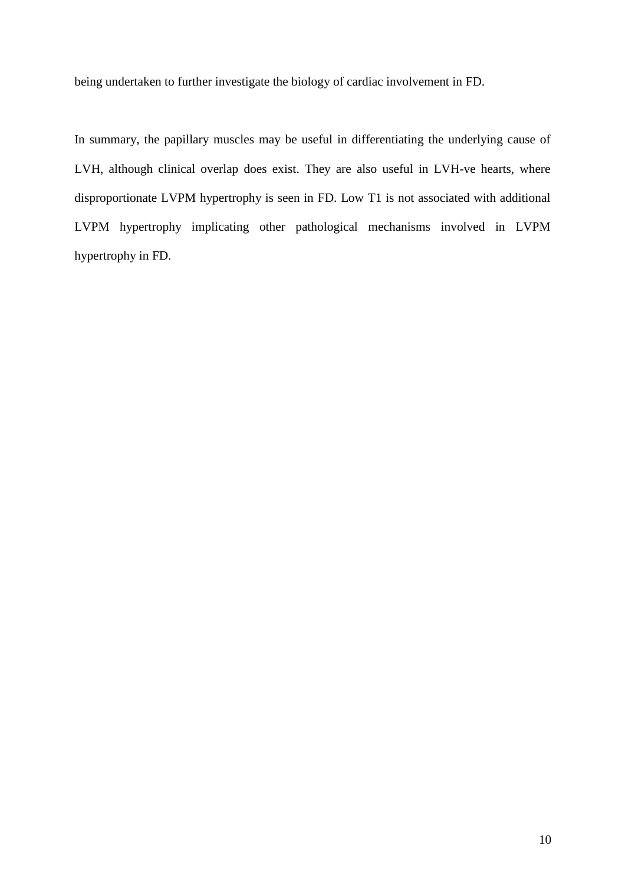being undertaken to further investigate the biology of cardiac involvement in FD.

In summary, the papillary muscles may be useful in differentiating the underlying cause of LVH, although clinical overlap does exist. They are also useful in LVH-ve hearts, where disproportionate LVPM hypertrophy is seen in FD. Low T1 is not associated with additional LVPM hypertrophy implicating other pathological mechanisms involved in LVPM hypertrophy in FD.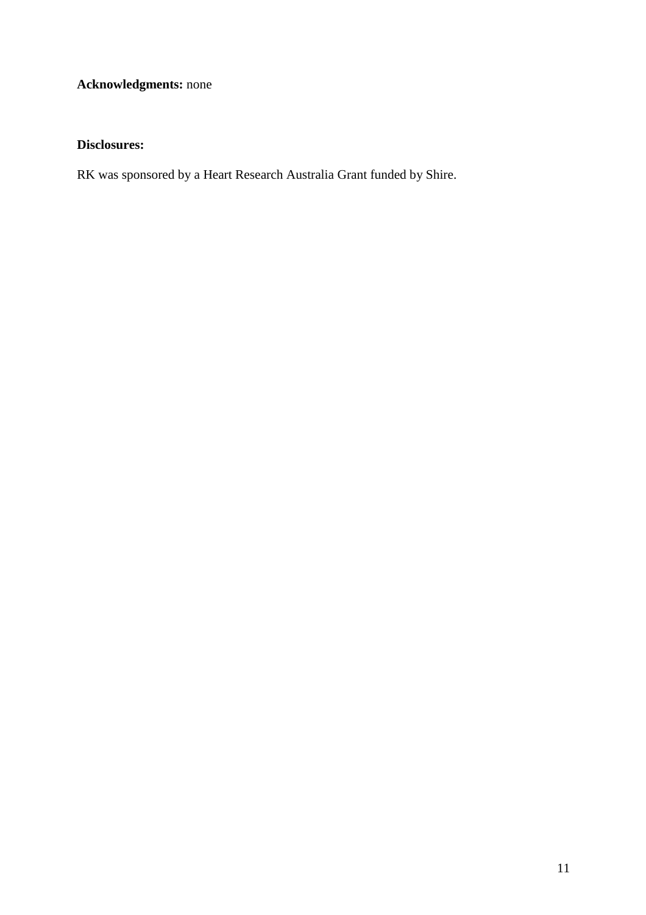**Acknowledgments:** none

**Disclosures:**

RK was sponsored by a Heart Research Australia Grant funded by Shire.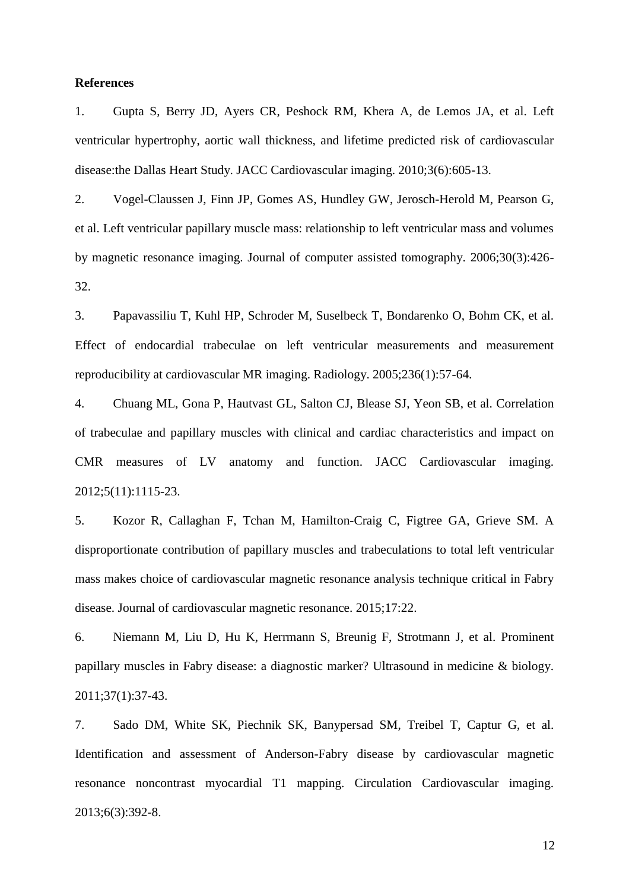**References**

1. Gupta S, Berry JD, Ayers CR, Peshock RM, Khera A, de Lemos JA, et al. Left ventricular hypertrophy, aortic wall thickness, and lifetime predicted risk of cardiovascular disease:the Dallas Heart Study. JACC Cardiovascular imaging. 2010;3(6):605-13.

2. Vogel-Claussen J, Finn JP, Gomes AS, Hundley GW, Jerosch-Herold M, Pearson G, et al. Left ventricular papillary muscle mass: relationship to left ventricular mass and volumes by magnetic resonance imaging. Journal of computer assisted tomography. 2006;30(3):426-32.

3. Papavassiliu T, Kuhl HP, Schroder M, Suselbeck T, Bondarenko O, Bohm CK, et al. Effect of endocardial trabeculae on left ventricular measurements and measurement reproducibility at cardiovascular MR imaging. Radiology. 2005;236(1):57-64.

4. Chuang ML, Gona P, Hautvast GL, Salton CJ, Blease SJ, Yeon SB, et al. Correlation of trabeculae and papillary muscles with clinical and cardiac characteristics and impact on CMR measures of LV anatomy and function. JACC Cardiovascular imaging. 2012;5(11):1115-23.

5. Kozor R, Callaghan F, Tchan M, Hamilton-Craig C, Figtree GA, Grieve SM. A disproportionate contribution of papillary muscles and trabeculations to total left ventricular mass makes choice of cardiovascular magnetic resonance analysis technique critical in Fabry disease. Journal of cardiovascular magnetic resonance. 2015;17:22.

6. Niemann M, Liu D, Hu K, Herrmann S, Breunig F, Strotmann J, et al. Prominent papillary muscles in Fabry disease: a diagnostic marker? Ultrasound in medicine & biology. 2011;37(1):37-43.

7. Sado DM, White SK, Piechnik SK, Banypersad SM, Treibel T, Captur G, et al. Identification and assessment of Anderson-Fabry disease by cardiovascular magnetic resonance noncontrast myocardial T1 mapping. Circulation Cardiovascular imaging. 2013;6(3):392-8.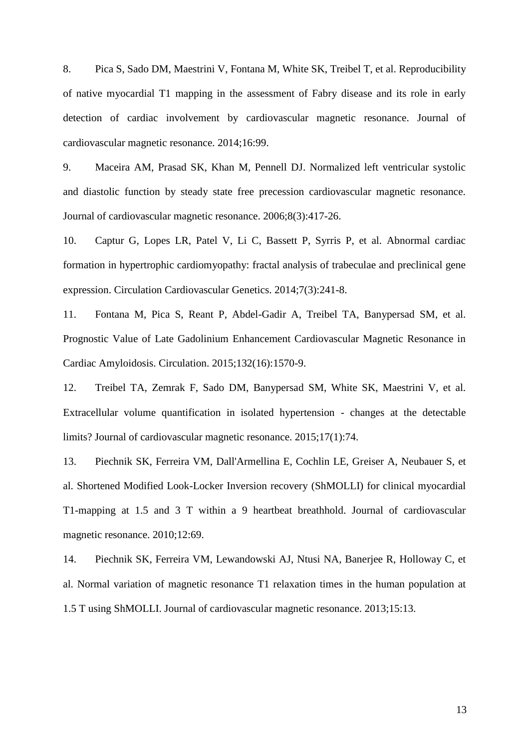8. Pica S, Sado DM, Maestrini V, Fontana M, White SK, Treibel T, et al. Reproducibility of native myocardial T1 mapping in the assessment of Fabry disease and its role in early detection of cardiac involvement by cardiovascular magnetic resonance. Journal of cardiovascular magnetic resonance. 2014;16:99.

9. Maceira AM, Prasad SK, Khan M, Pennell DJ. Normalized left ventricular systolic and diastolic function by steady state free precession cardiovascular magnetic resonance. Journal of cardiovascular magnetic resonance. 2006;8(3):417-26.

10. Captur G, Lopes LR, Patel V, Li C, Bassett P, Syrris P, et al. Abnormal cardiac formation in hypertrophic cardiomyopathy: fractal analysis of trabeculae and preclinical gene expression. Circulation Cardiovascular Genetics. 2014;7(3):241-8.

11. Fontana M, Pica S, Reant P, Abdel-Gadir A, Treibel TA, Banypersad SM, et al. Prognostic Value of Late Gadolinium Enhancement Cardiovascular Magnetic Resonance in Cardiac Amyloidosis. Circulation. 2015;132(16):1570-9.

12. Treibel TA, Zemrak F, Sado DM, Banypersad SM, White SK, Maestrini V, et al. Extracellular volume quantification in isolated hypertension - changes at the detectable limits? Journal of cardiovascular magnetic resonance. 2015;17(1):74.

13. Piechnik SK, Ferreira VM, Dall'Armellina E, Cochlin LE, Greiser A, Neubauer S, et al. Shortened Modified Look-Locker Inversion recovery (ShMOLLI) for clinical myocardial T1-mapping at 1.5 and 3 T within a 9 heartbeat breathhold. Journal of cardiovascular magnetic resonance. 2010;12:69.

14. Piechnik SK, Ferreira VM, Lewandowski AJ, Ntusi NA, Banerjee R, Holloway C, et al. Normal variation of magnetic resonance T1 relaxation times in the human population at 1.5 T using ShMOLLI. Journal of cardiovascular magnetic resonance. 2013;15:13.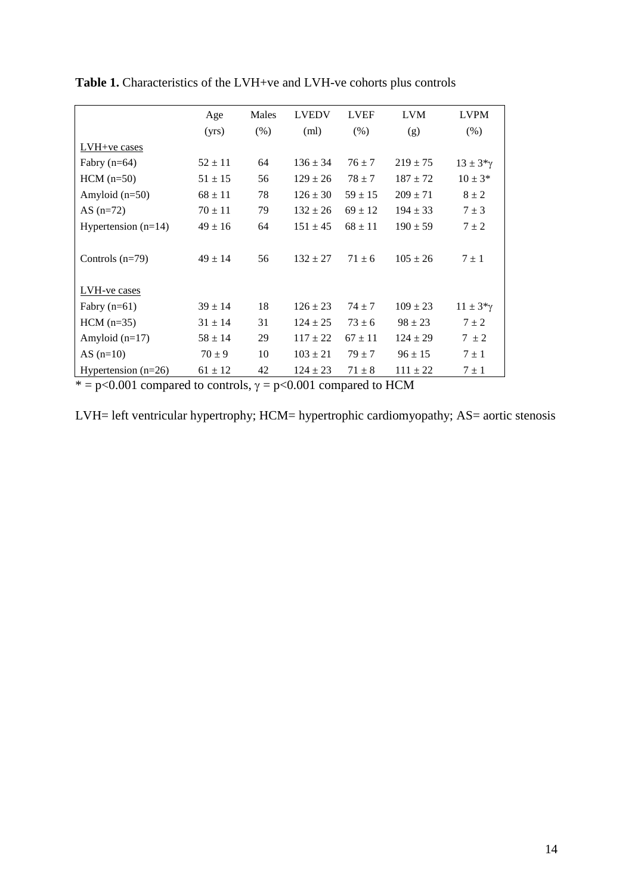**Table 1.** Characteristics of the LVH+ve and LVH-ve cohorts plus controls

| | Age (yrs) | Males (%) | LVEDV (ml) | LVEF (%) | LVM (g) | LVPM (%) |
|---|---|---|---|---|---|---|
| LVH+ve cases | | | | | | |
| Fabry (n=64) | 52 ± 11 | 64 | 136 ± 34 | 76 ± 7 | 219 ± 75 | 13 ± 3*γ |
| HCM (n=50) | 51 ± 15 | 56 | 129 ± 26 | 78 ± 7 | 187 ± 72 | 10 ± 3* |
| Amyloid (n=50) | 68 ± 11 | 78 | 126 ± 30 | 59 ± 15 | 209 ± 71 | 8 ± 2 |
| AS (n=72) | 70 ± 11 | 79 | 132 ± 26 | 69 ± 12 | 194 ± 33 | 7 ± 3 |
| Hypertension (n=14) | 49 ± 16 | 64 | 151 ± 45 | 68 ± 11 | 190 ± 59 | 7 ± 2 |
| Controls (n=79) | 49 ± 14 | 56 | 132 ± 27 | 71 ± 6 | 105 ± 26 | 7 ± 1 |
| LVH-ve cases | | | | | | |
| Fabry (n=61) | 39 ± 14 | 18 | 126 ± 23 | 74 ± 7 | 109 ± 23 | 11 ± 3*γ |
| HCM (n=35) | 31 ± 14 | 31 | 124 ± 25 | 73 ± 6 | 98 ± 23 | 7 ± 2 |
| Amyloid (n=17) | 58 ± 14 | 29 | 117 ± 22 | 67 ± 11 | 124 ± 29 | 7 ± 2 |
| AS (n=10) | 70 ± 9 | 10 | 103 ± 21 | 79 ± 7 | 96 ± 15 | 7 ± 1 |
| Hypertension (n=26) | 61 ± 12 | 42 | 124 ± 23 | 71 ± 8 | 111 ± 22 | 7 ± 1 |

* = $p<0.001$ compared to controls, γ = $p<0.001$ compared to HCM

LVH= left ventricular hypertrophy; HCM= hypertrophic cardiomyopathy; AS= aortic stenosis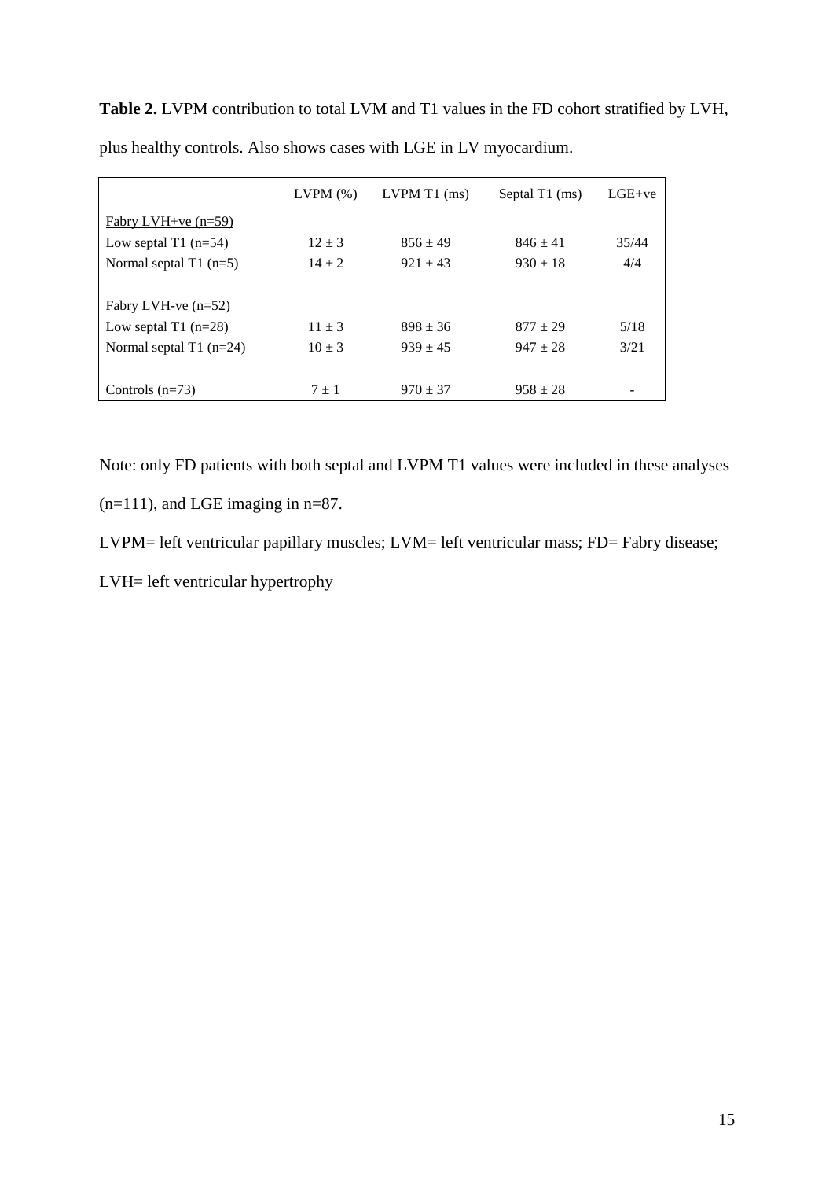**Table 2.** LVPM contribution to total LVM and T1 values in the FD cohort stratified by LVH, plus healthy controls. Also shows cases with LGE in LV myocardium.

| | LVPM (%) | LVPM T1 (ms) | Septal T1 (ms) | LGE+ve |
|---|---|---|---|---|
| Fabry LVH+ve (n=59) | | | | |
| Low septal T1 (n=54) | 12 ± 3 | 856 ± 49 | 846 ± 41 | 35/44 |
| Normal septal T1 (n=5) | 14 ± 2 | 921 ± 43 | 930 ± 18 | 4/4 |
| Fabry LVH-ve (n=52) | | | | |
| Low septal T1 (n=28) | 11 ± 3 | 898 ± 36 | 877 ± 29 | 5/18 |
| Normal septal T1 (n=24) | 10 ± 3 | 939 ± 45 | 947 ± 28 | 3/21 |
| Controls (n=73) | 7 ± 1 | 970 ± 37 | 958 ± 28 | - |

Note: only FD patients with both septal and LVPM T1 values were included in these analyses (n=111), and LGE imaging in n=87.

LVPM= left ventricular papillary muscles; LVM= left ventricular mass; FD= Fabry disease; LVH= left ventricular hypertrophy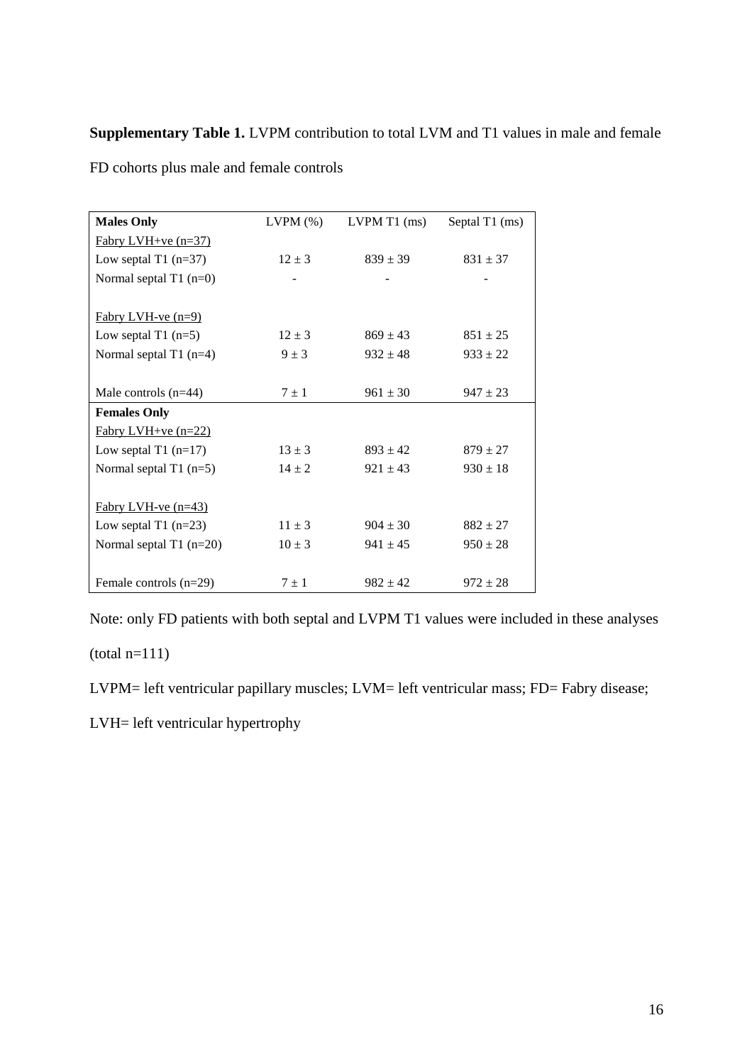**Supplementary Table 1.** LVPM contribution to total LVM and T1 values in male and female FD cohorts plus male and female controls

| **Males Only** | LVPM (%) | LVPM T1 (ms) | Septal T1 (ms) |
|---|---|---|---|
| Fabry LVH+ve (n=37) | | | |
| Low septal T1 (n=37) | 12 ± 3 | 839 ± 39 | 831 ± 37 |
| Normal septal T1 (n=0) | - | - | - |
| Fabry LVH-ve (n=9) | | | |
| Low septal T1 (n=5) | 12 ± 3 | 869 ± 43 | 851 ± 25 |
| Normal septal T1 (n=4) | 9 ± 3 | 932 ± 48 | 933 ± 22 |
| Male controls (n=44) | 7 ± 1 | 961 ± 30 | 947 ± 23 |
| **Females Only** | | | |
| Fabry LVH+ve (n=22) | | | |
| Low septal T1 (n=17) | 13 ± 3 | 893 ± 42 | 879 ± 27 |
| Normal septal T1 (n=5) | 14 ± 2 | 921 ± 43 | 930 ± 18 |
| Fabry LVH-ve (n=43) | | | |
| Low septal T1 (n=23) | 11 ± 3 | 904 ± 30 | 882 ± 27 |
| Normal septal T1 (n=20) | 10 ± 3 | 941 ± 45 | 950 ± 28 |
| Female controls (n=29) | 7 ± 1 | 982 ± 42 | 972 ± 28 |

Note: only FD patients with both septal and LVPM T1 values were included in these analyses (total n=111)

LVPM= left ventricular papillary muscles; LVM= left ventricular mass; FD= Fabry disease; LVH= left ventricular hypertrophy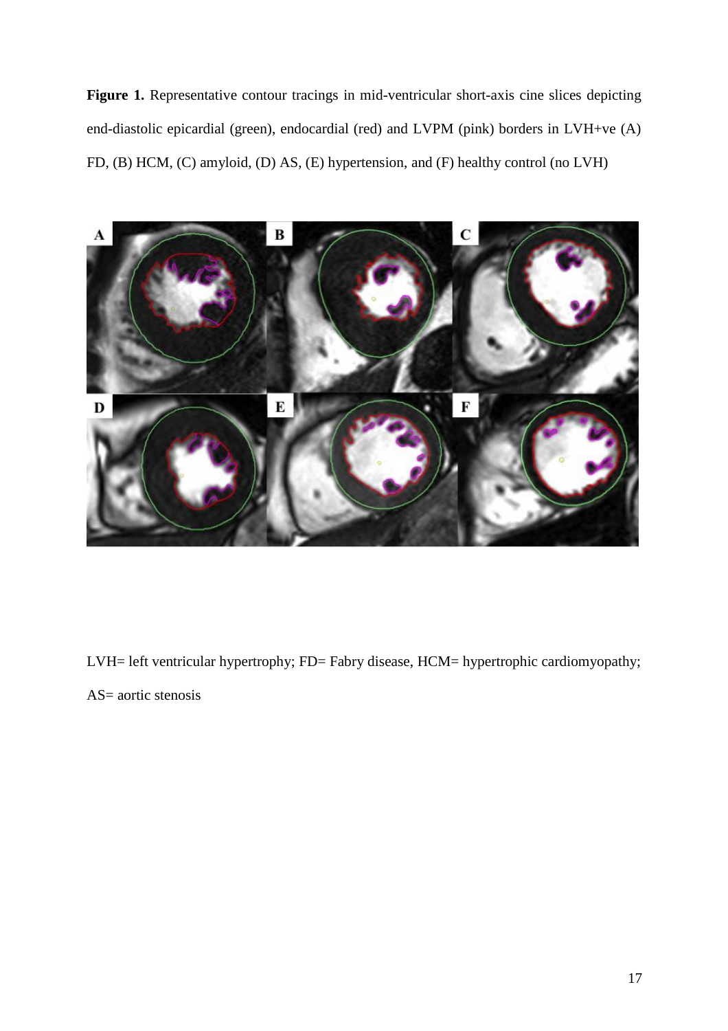**Figure 1.** Representative contour tracings in mid-ventricular short-axis cine slices depicting end-diastolic epicardial (green), endocardial (red) and LVPM (pink) borders in LVH+ve (A) FD, (B) HCM, (C) amyloid, (D) AS, (E) hypertension, and (F) healthy control (no LVH)

LVH= left ventricular hypertrophy; FD= Fabry disease, HCM= hypertrophic cardiomyopathy; AS= aortic stenosis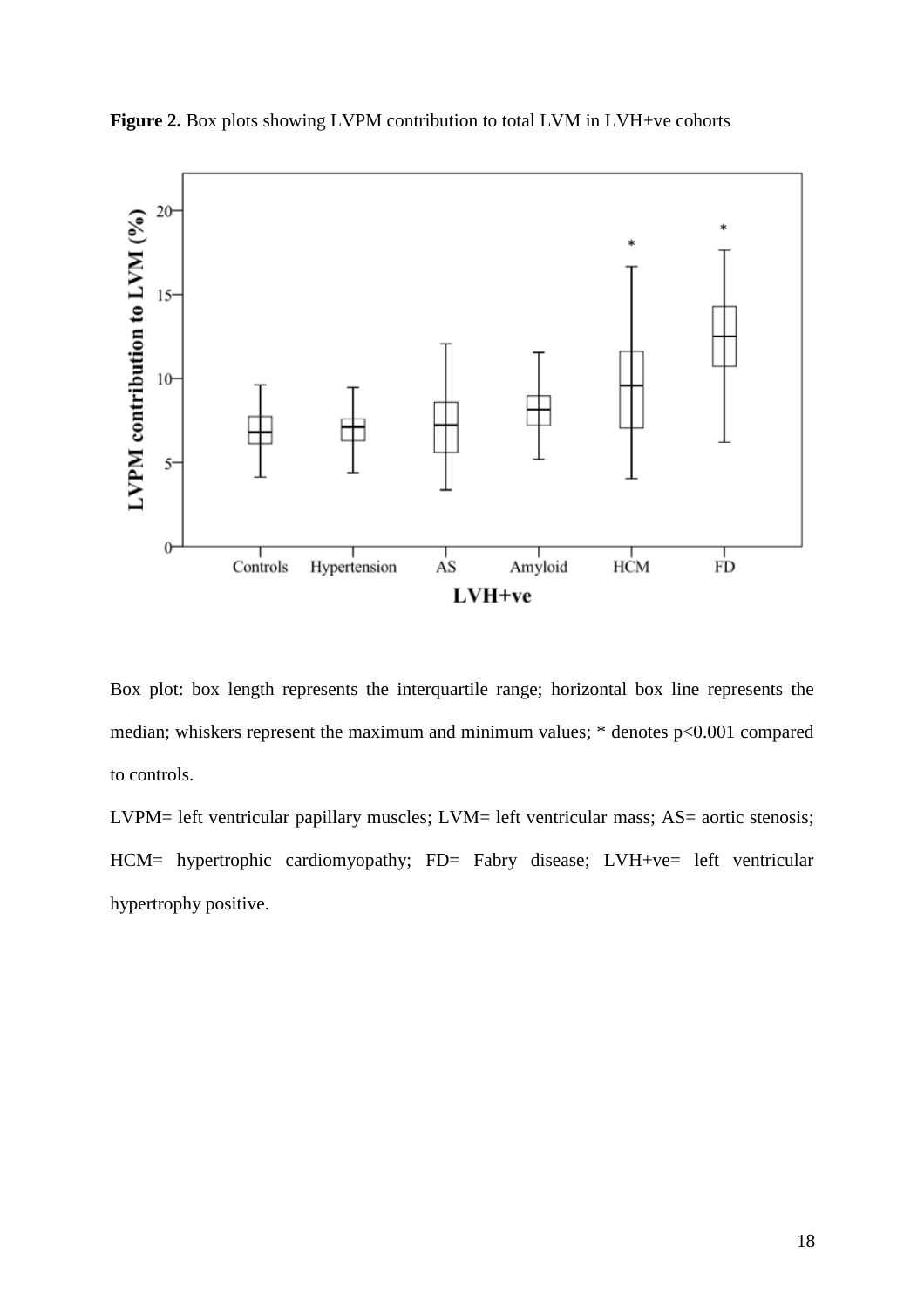**Figure 2.** Box plots showing LVPM contribution to total LVM in LVH+ve cohorts

Box plot: box length represents the interquartile range; horizontal box line represents the median; whiskers represent the maximum and minimum values; * denotes p<0.001 compared to controls.

LVPM= left ventricular papillary muscles; LVM= left ventricular mass; AS= aortic stenosis; HCM= hypertrophic cardiomyopathy; FD= Fabry disease; LVH+ve= left ventricular hypertrophy positive.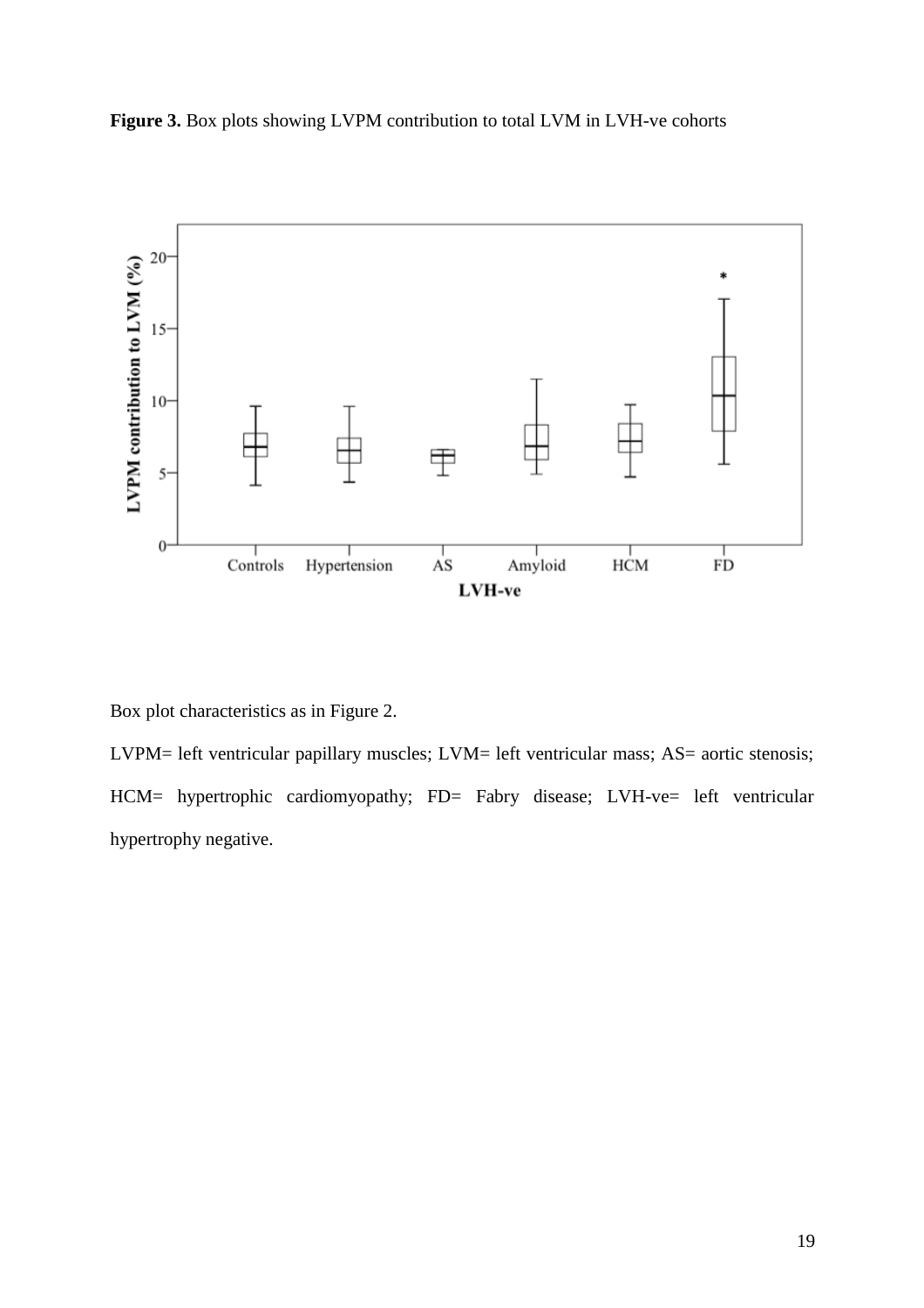**Figure 3.** Box plots showing LVPM contribution to total LVM in LVH-ve cohorts

Box plot characteristics as in Figure 2.

LVPM= left ventricular papillary muscles; LVM= left ventricular mass; AS= aortic stenosis; HCM= hypertrophic cardiomyopathy; FD= Fabry disease; LVH-ve= left ventricular hypertrophy negative.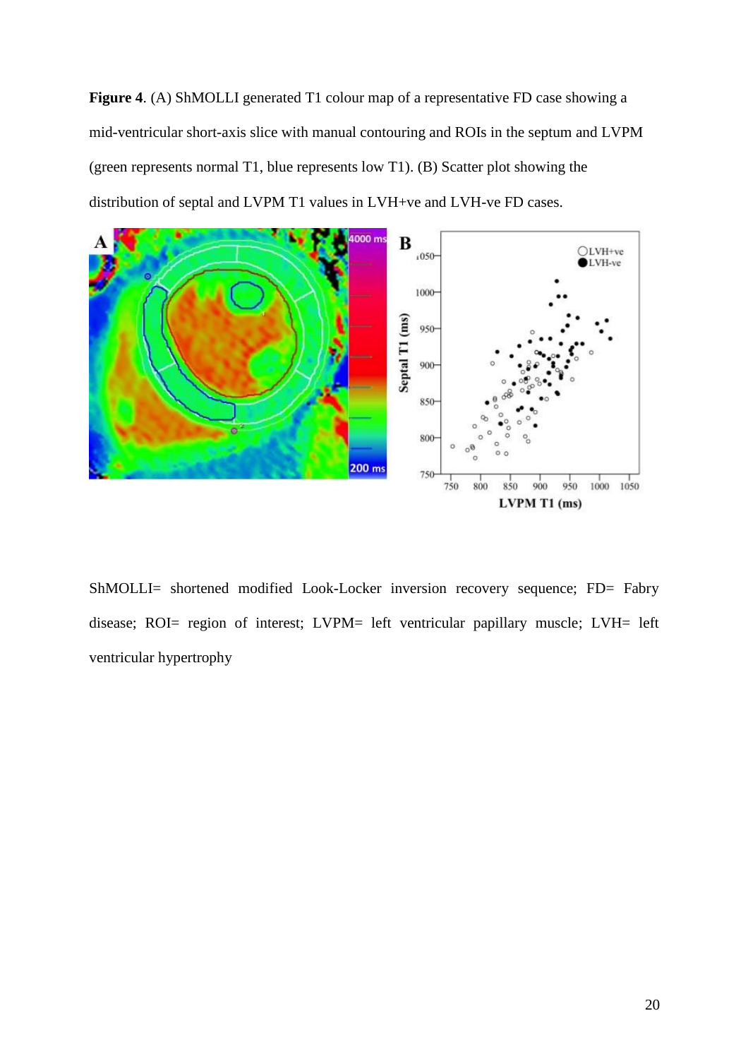**Figure 4**. (A) ShMOLLI generated T1 colour map of a representative FD case showing a mid-ventricular short-axis slice with manual contouring and ROIs in the septum and LVPM (green represents normal T1, blue represents low T1). (B) Scatter plot showing the distribution of septal and LVPM T1 values in LVH+ve and LVH-ve FD cases.

ShMOLLI= shortened modified Look-Locker inversion recovery sequence; FD= Fabry disease; ROI= region of interest; LVPM= left ventricular papillary muscle; LVH= left ventricular hypertrophy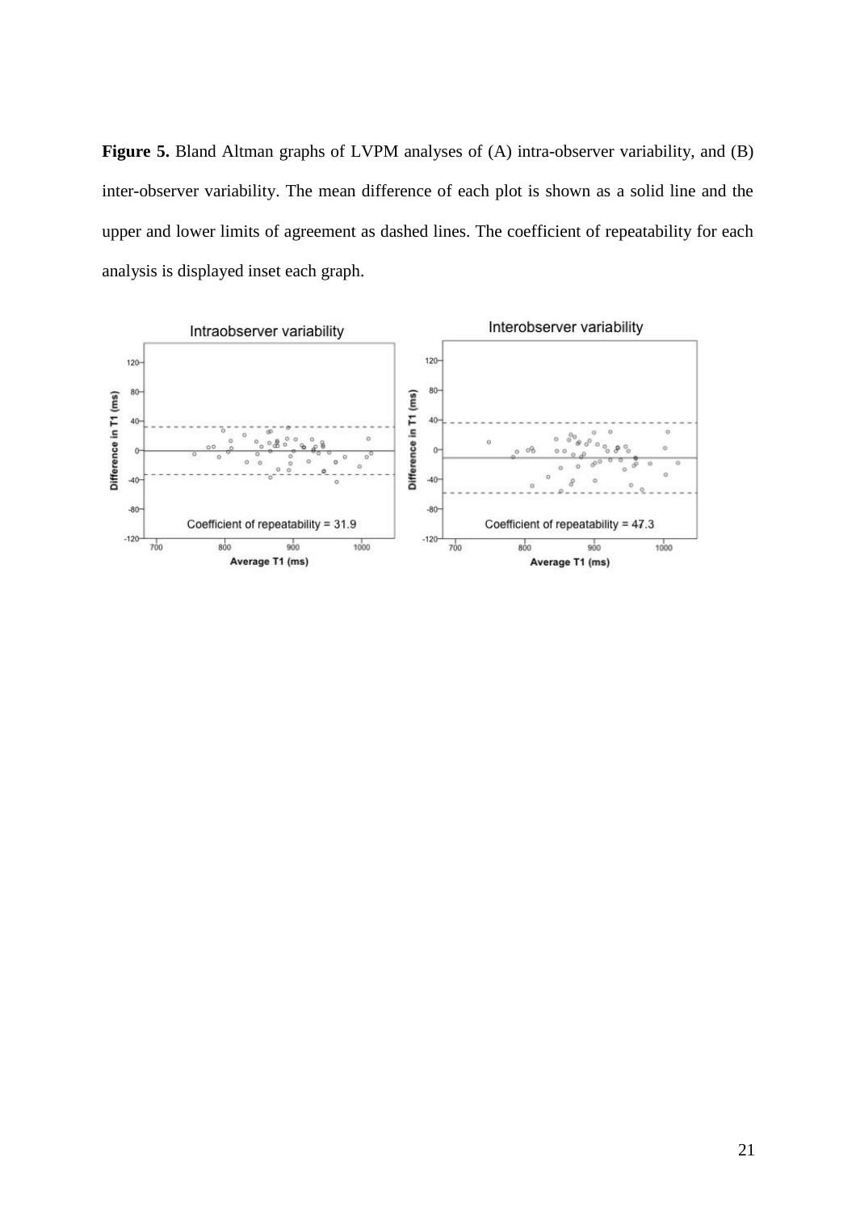**Figure 5.** Bland Altman graphs of LVPM analyses of (A) intra-observer variability, and (B) inter-observer variability. The mean difference of each plot is shown as a solid line and the upper and lower limits of agreement as dashed lines. The coefficient of repeatability for each analysis is displayed inset each graph.

Intraobserver variability

Difference in T1 (ms)

120
80
40
0
-40
-80
-120

700 800 900 1000

Average T1 (ms)

Coefficient of repeatability = 31.9

Interobserver variability

Difference in T1 (ms)

120
80
40
0
-40
-80
-120

700 800 900 1000

Average T1 (ms)

Coefficient of repeatability = 47.3